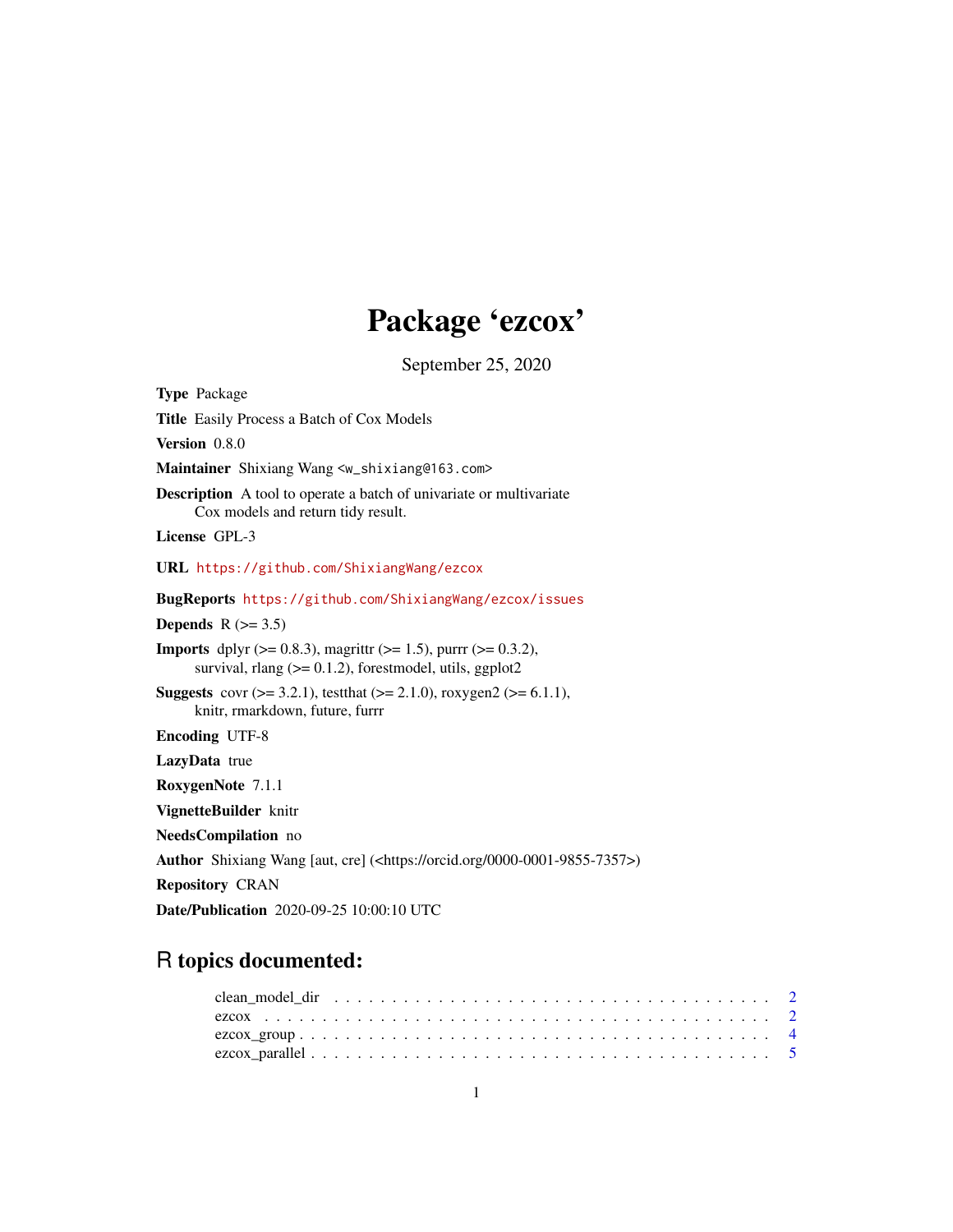# Package 'ezcox'

September 25, 2020

**Type** Package

**Title** Easily Process a Batch of Cox Models

**Version** 0.8.0

**Maintainer** Shixiang Wang <w_shixiang@163.com>

**Description** A tool to operate a batch of univariate or multivariate Cox models and return tidy result.

**License** GPL-3

**URL** https://github.com/ShixiangWang/ezcox

**BugReports** https://github.com/ShixiangWang/ezcox/issues

**Depends** R (>= 3.5)

**Imports** dplyr (>= 0.8.3), magrittr (>= 1.5), purrr (>= 0.3.2), survival, rlang (>= 0.1.2), forestmodel, utils, ggplot2

**Suggests** covr (>= 3.2.1), testthat (>= 2.1.0), roxygen2 (>= 6.1.1), knitr, rmarkdown, future, furrr

**Encoding** UTF-8

**LazyData** true

**RoxygenNote** 7.1.1

**VignetteBuilder** knitr

**NeedsCompilation** no

**Author** Shixiang Wang [aut, cre] (<https://orcid.org/0000-0001-9855-7357>)

**Repository** CRAN

**Date/Publication** 2020-09-25 10:00:10 UTC

## R topics documented:

- clean_model_dir . . . . . . . . . . . . . . . . . . . . . . . . . . . . . . . . . . . . . 2
- ezcox . . . . . . . . . . . . . . . . . . . . . . . . . . . . . . . . . . . . . . . . . . . 2
- ezcox_group . . . . . . . . . . . . . . . . . . . . . . . . . . . . . . . . . . . . . . . 4
- ezcox_parallel . . . . . . . . . . . . . . . . . . . . . . . . . . . . . . . . . . . . . . 5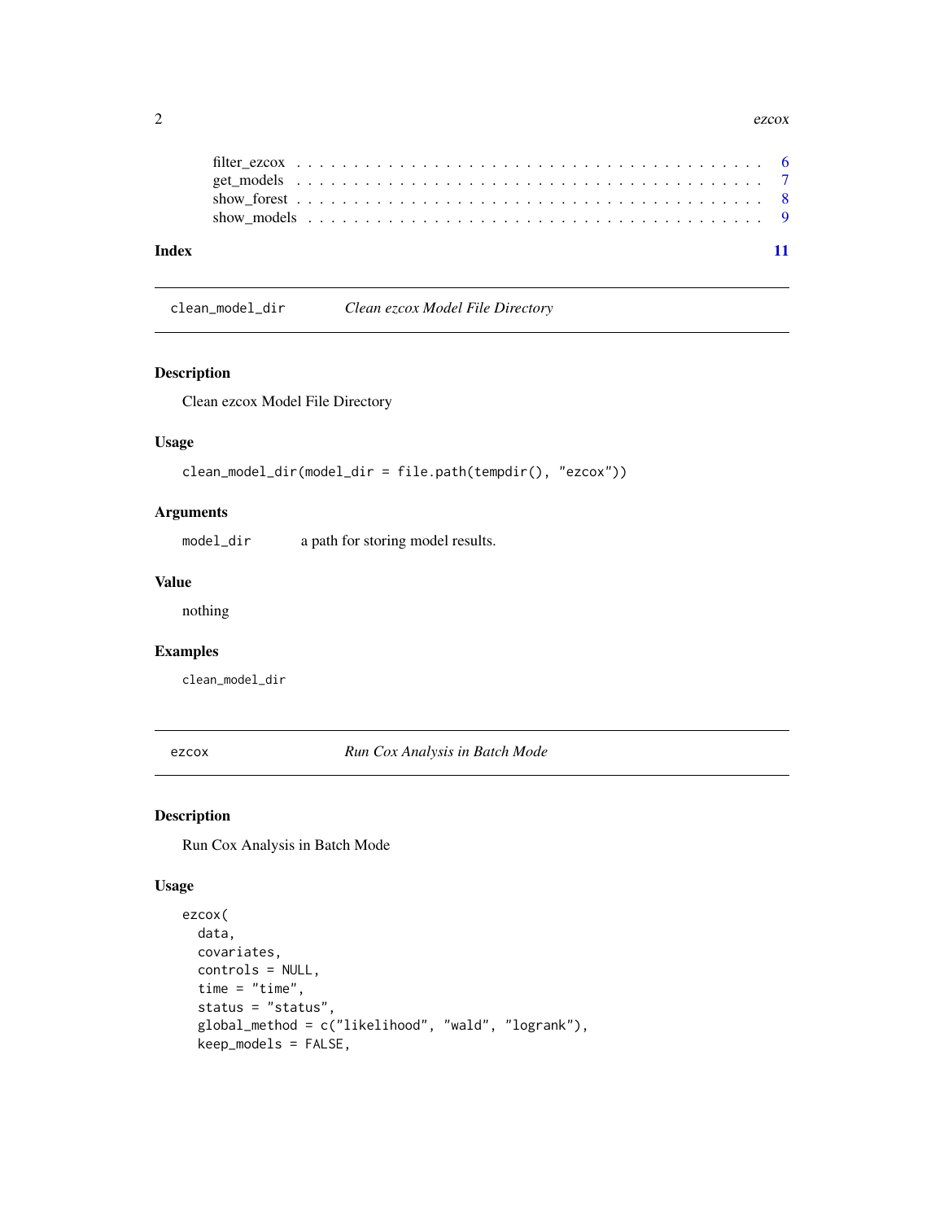filter_ezcox . . . . . . . . . . . . . . . . . . . . . . . . . . . . . . . . . . . . . . . 6
get_models . . . . . . . . . . . . . . . . . . . . . . . . . . . . . . . . . . . . . . . 7
show_forest . . . . . . . . . . . . . . . . . . . . . . . . . . . . . . . . . . . . . . . 8
show_models . . . . . . . . . . . . . . . . . . . . . . . . . . . . . . . . . . . . . . . 9

**Index** **11**

---

## clean_model_dir — *Clean ezcox Model File Directory*

### Description

Clean ezcox Model File Directory

### Usage

```
clean_model_dir(model_dir = file.path(tempdir(), "ezcox"))
```

### Arguments

`model_dir` a path for storing model results.

### Value

nothing

### Examples

```
clean_model_dir
```

---

## ezcox — *Run Cox Analysis in Batch Mode*

### Description

Run Cox Analysis in Batch Mode

### Usage

```
ezcox(
  data,
  covariates,
  controls = NULL,
  time = "time",
  status = "status",
  global_method = c("likelihood", "wald", "logrank"),
  keep_models = FALSE,
```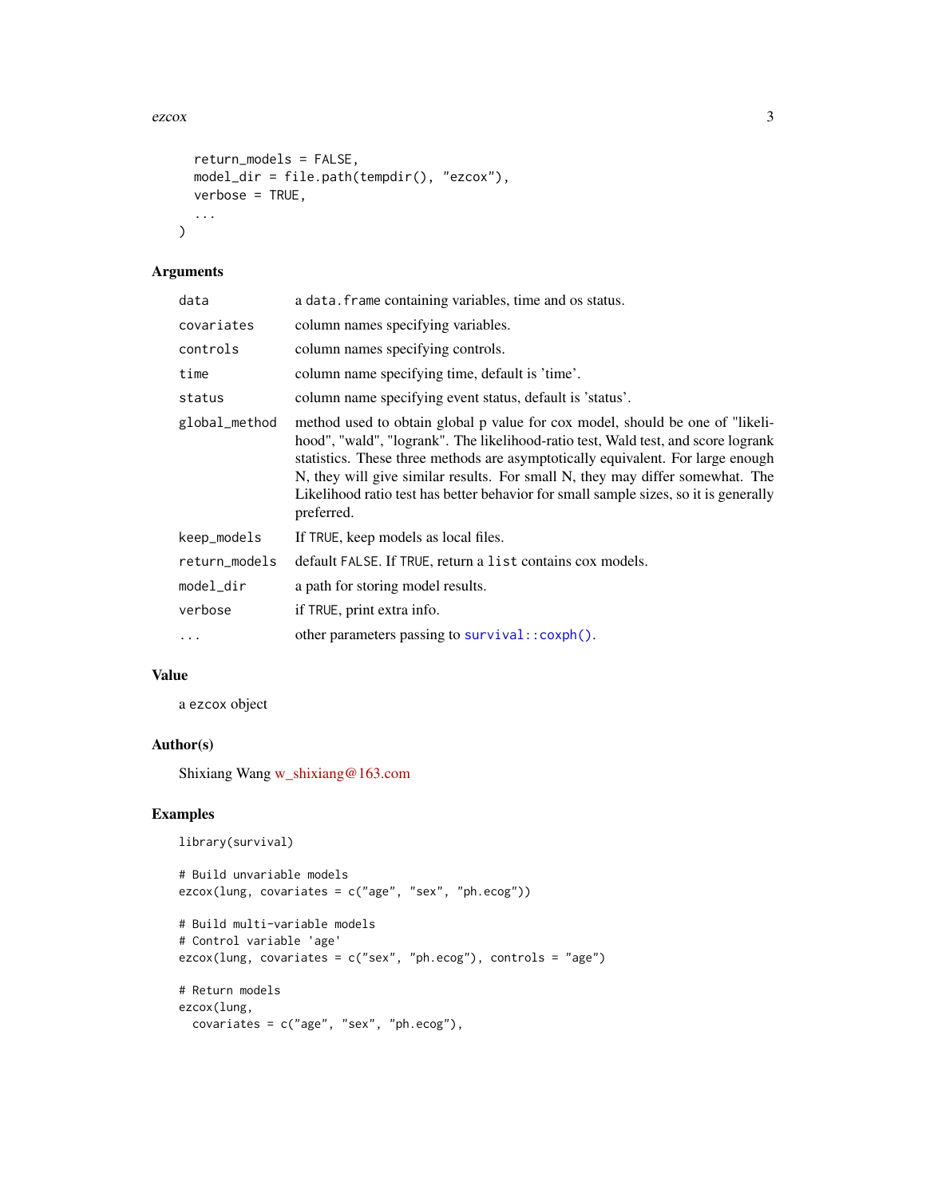```
  return_models = FALSE,
  model_dir = file.path(tempdir(), "ezcox"),
  verbose = TRUE,
  ...
)
```

## Arguments

| | |
|---|---|
| `data` | a `data.frame` containing variables, time and os status. |
| `covariates` | column names specifying variables. |
| `controls` | column names specifying controls. |
| `time` | column name specifying time, default is 'time'. |
| `status` | column name specifying event status, default is 'status'. |
| `global_method` | method used to obtain global p value for cox model, should be one of "likelihood", "wald", "logrank". The likelihood-ratio test, Wald test, and score logrank statistics. These three methods are asymptotically equivalent. For large enough N, they will give similar results. For small N, they may differ somewhat. The Likelihood ratio test has better behavior for small sample sizes, so it is generally preferred. |
| `keep_models` | If `TRUE`, keep models as local files. |
| `return_models` | default `FALSE`. If `TRUE`, return a `list` contains cox models. |
| `model_dir` | a path for storing model results. |
| `verbose` | if `TRUE`, print extra info. |
| `...` | other parameters passing to `survival::coxph()`. |

## Value

a `ezcox` object

## Author(s)

Shixiang Wang w_shixiang@163.com

## Examples

```
library(survival)

# Build unvariable models
ezcox(lung, covariates = c("age", "sex", "ph.ecog"))

# Build multi-variable models
# Control variable 'age'
ezcox(lung, covariates = c("sex", "ph.ecog"), controls = "age")

# Return models
ezcox(lung,
  covariates = c("age", "sex", "ph.ecog"),
```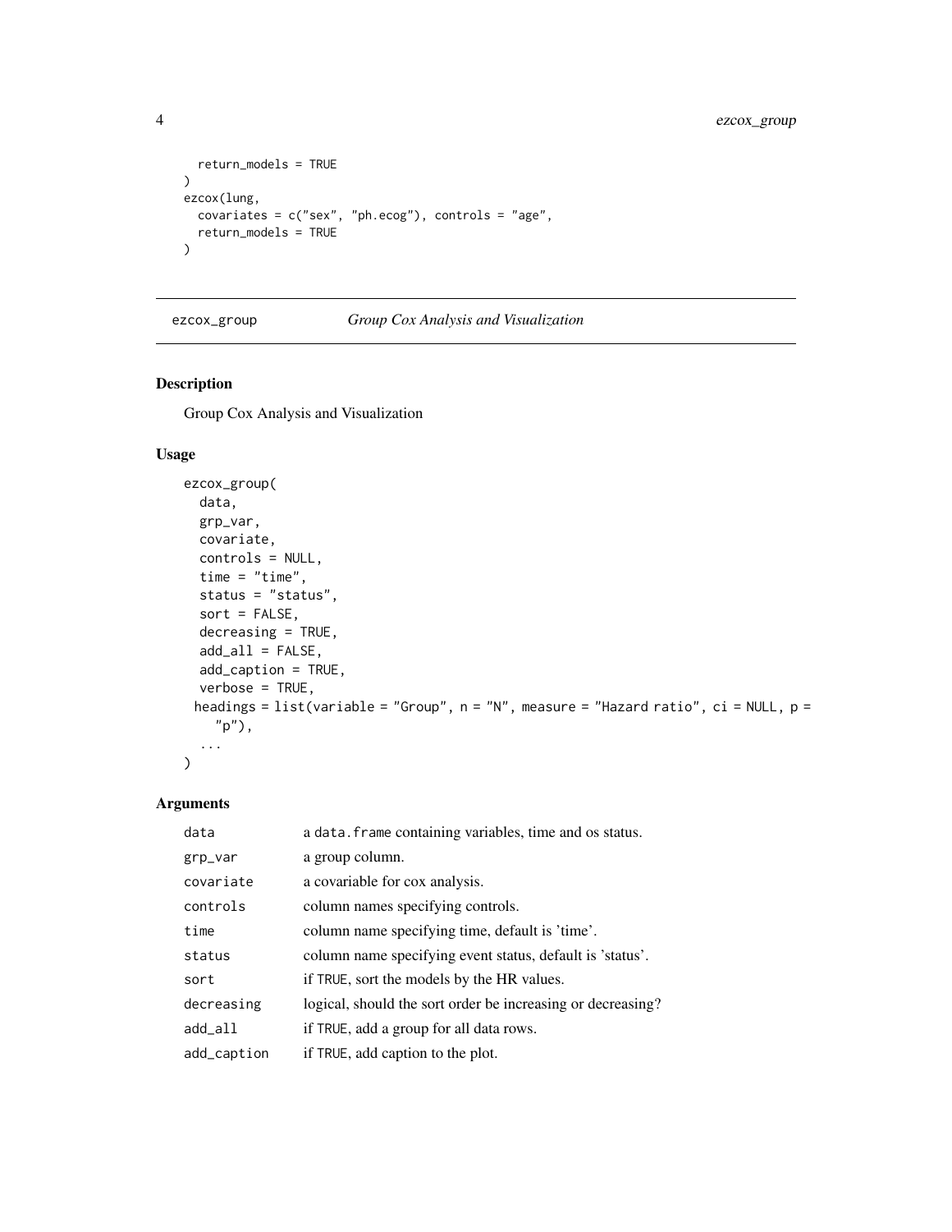```
  return_models = TRUE
)
ezcox(lung,
  covariates = c("sex", "ph.ecog"), controls = "age",
  return_models = TRUE
)
```

## ezcox_group — *Group Cox Analysis and Visualization*

### Description

Group Cox Analysis and Visualization

### Usage

```
ezcox_group(
  data,
  grp_var,
  covariate,
  controls = NULL,
  time = "time",
  status = "status",
  sort = FALSE,
  decreasing = TRUE,
  add_all = FALSE,
  add_caption = TRUE,
  verbose = TRUE,
 headings = list(variable = "Group", n = "N", measure = "Hazard ratio", ci = NULL, p =
    "p"),
  ...
)
```

### Arguments

| | |
|---|---|
| data | a data.frame containing variables, time and os status. |
| grp_var | a group column. |
| covariate | a covariable for cox analysis. |
| controls | column names specifying controls. |
| time | column name specifying time, default is 'time'. |
| status | column name specifying event status, default is 'status'. |
| sort | if TRUE, sort the models by the HR values. |
| decreasing | logical, should the sort order be increasing or decreasing? |
| add_all | if TRUE, add a group for all data rows. |
| add_caption | if TRUE, add caption to the plot. |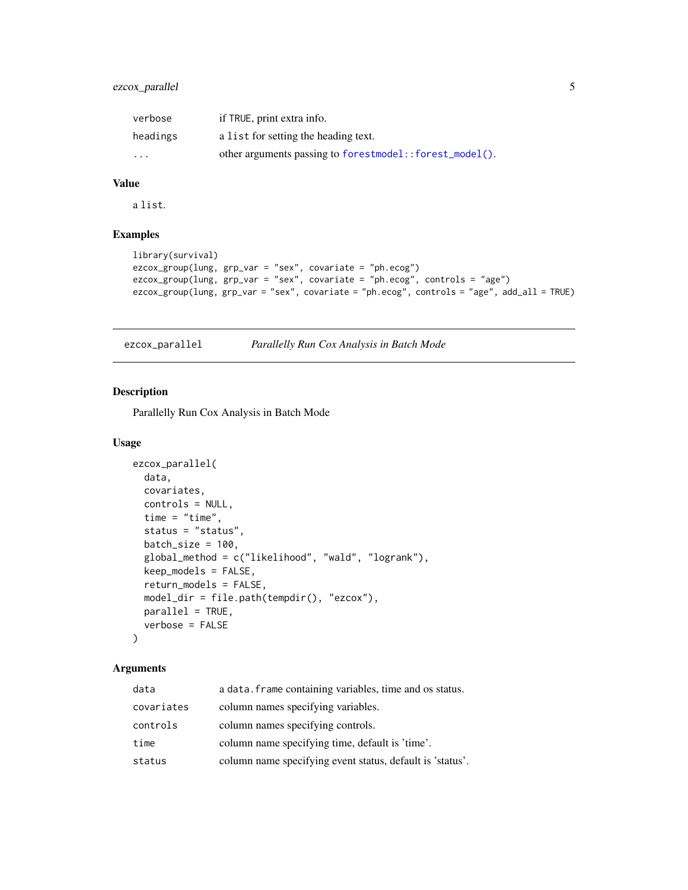| | |
|---|---|
| verbose | if TRUE, print extra info. |
| headings | a list for setting the heading text. |
| ... | other arguments passing to forestmodel::forest_model(). |

### Value

a list.

### Examples

```
library(survival)
ezcox_group(lung, grp_var = "sex", covariate = "ph.ecog")
ezcox_group(lung, grp_var = "sex", covariate = "ph.ecog", controls = "age")
ezcox_group(lung, grp_var = "sex", covariate = "ph.ecog", controls = "age", add_all = TRUE)
```

---

## ezcox_parallel *Parallelly Run Cox Analysis in Batch Mode*

---

### Description

Parallelly Run Cox Analysis in Batch Mode

### Usage

```
ezcox_parallel(
  data,
  covariates,
  controls = NULL,
  time = "time",
  status = "status",
  batch_size = 100,
  global_method = c("likelihood", "wald", "logrank"),
  keep_models = FALSE,
  return_models = FALSE,
  model_dir = file.path(tempdir(), "ezcox"),
  parallel = TRUE,
  verbose = FALSE
)
```

### Arguments

| | |
|---|---|
| data | a data.frame containing variables, time and os status. |
| covariates | column names specifying variables. |
| controls | column names specifying controls. |
| time | column name specifying time, default is 'time'. |
| status | column name specifying event status, default is 'status'. |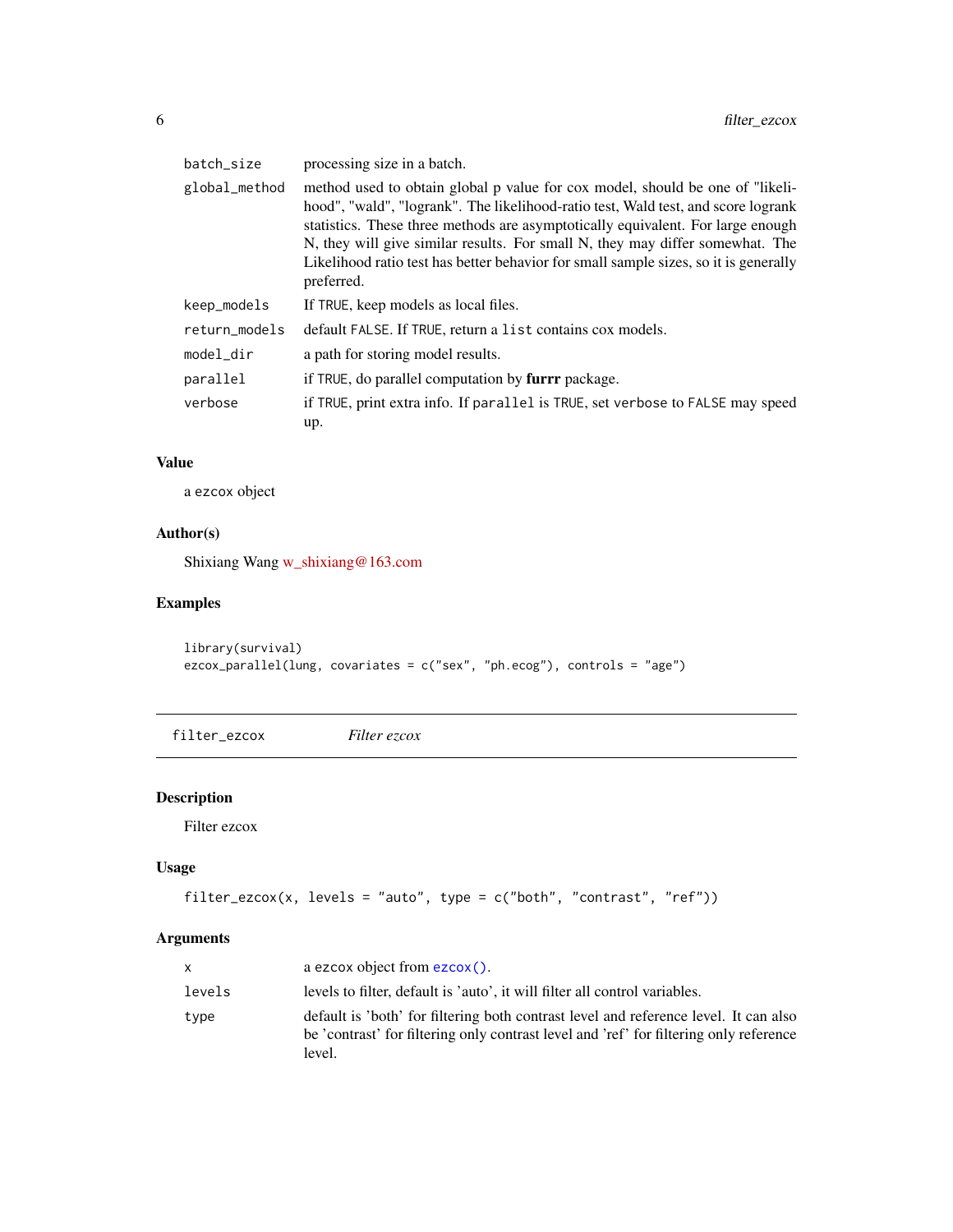| | |
|---|---|
| `batch_size` | processing size in a batch. |
| `global_method` | method used to obtain global p value for cox model, should be one of "likelihood", "wald", "logrank". The likelihood-ratio test, Wald test, and score logrank statistics. These three methods are asymptotically equivalent. For large enough N, they will give similar results. For small N, they may differ somewhat. The Likelihood ratio test has better behavior for small sample sizes, so it is generally preferred. |
| `keep_models` | If `TRUE`, keep models as local files. |
| `return_models` | default `FALSE`. If `TRUE`, return a `list` contains cox models. |
| `model_dir` | a path for storing model results. |
| `parallel` | if `TRUE`, do parallel computation by **furrr** package. |
| `verbose` | if `TRUE`, print extra info. If `parallel` is `TRUE`, set `verbose` to `FALSE` may speed up. |

### Value

a `ezcox` object

### Author(s)

Shixiang Wang w_shixiang@163.com

### Examples

```
library(survival)
ezcox_parallel(lung, covariates = c("sex", "ph.ecog"), controls = "age")
```

---

## `filter_ezcox` *Filter ezcox*

### Description

Filter ezcox

### Usage

```
filter_ezcox(x, levels = "auto", type = c("both", "contrast", "ref"))
```

### Arguments

| | |
|---|---|
| `x` | a `ezcox` object from `ezcox()`. |
| `levels` | levels to filter, default is 'auto', it will filter all control variables. |
| `type` | default is 'both' for filtering both contrast level and reference level. It can also be 'contrast' for filtering only contrast level and 'ref' for filtering only reference level. |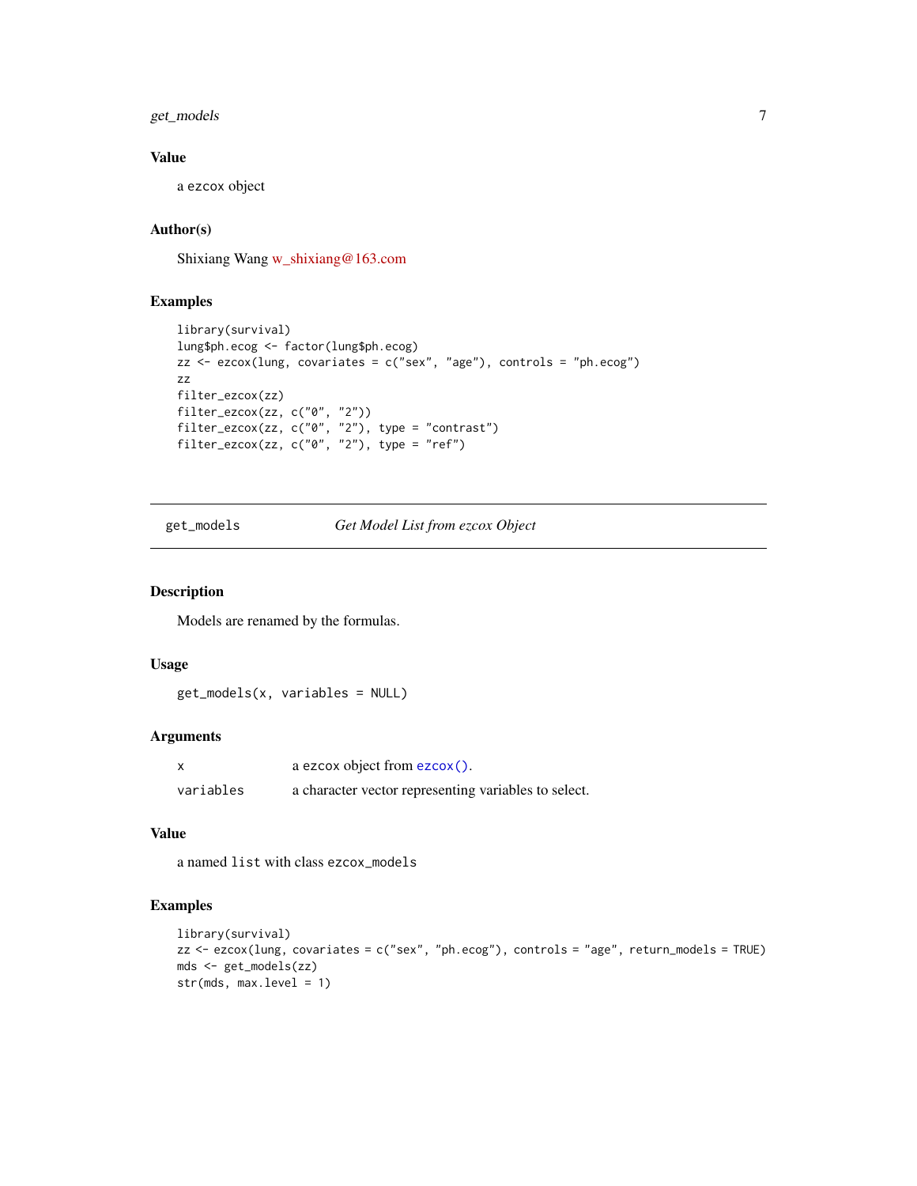### Value

a `ezcox` object

### Author(s)

Shixiang Wang w_shixiang@163.com

### Examples

```
library(survival)
lung$ph.ecog <- factor(lung$ph.ecog)
zz <- ezcox(lung, covariates = c("sex", "age"), controls = "ph.ecog")
zz
filter_ezcox(zz)
filter_ezcox(zz, c("0", "2"))
filter_ezcox(zz, c("0", "2"), type = "contrast")
filter_ezcox(zz, c("0", "2"), type = "ref")
```

---

## get_models — *Get Model List from ezcox Object*

### Description

Models are renamed by the formulas.

### Usage

```
get_models(x, variables = NULL)
```

### Arguments

| | |
|---|---|
| `x` | a `ezcox` object from `ezcox()`. |
| `variables` | a character vector representing variables to select. |

### Value

a named `list` with class `ezcox_models`

### Examples

```
library(survival)
zz <- ezcox(lung, covariates = c("sex", "ph.ecog"), controls = "age", return_models = TRUE)
mds <- get_models(zz)
str(mds, max.level = 1)
```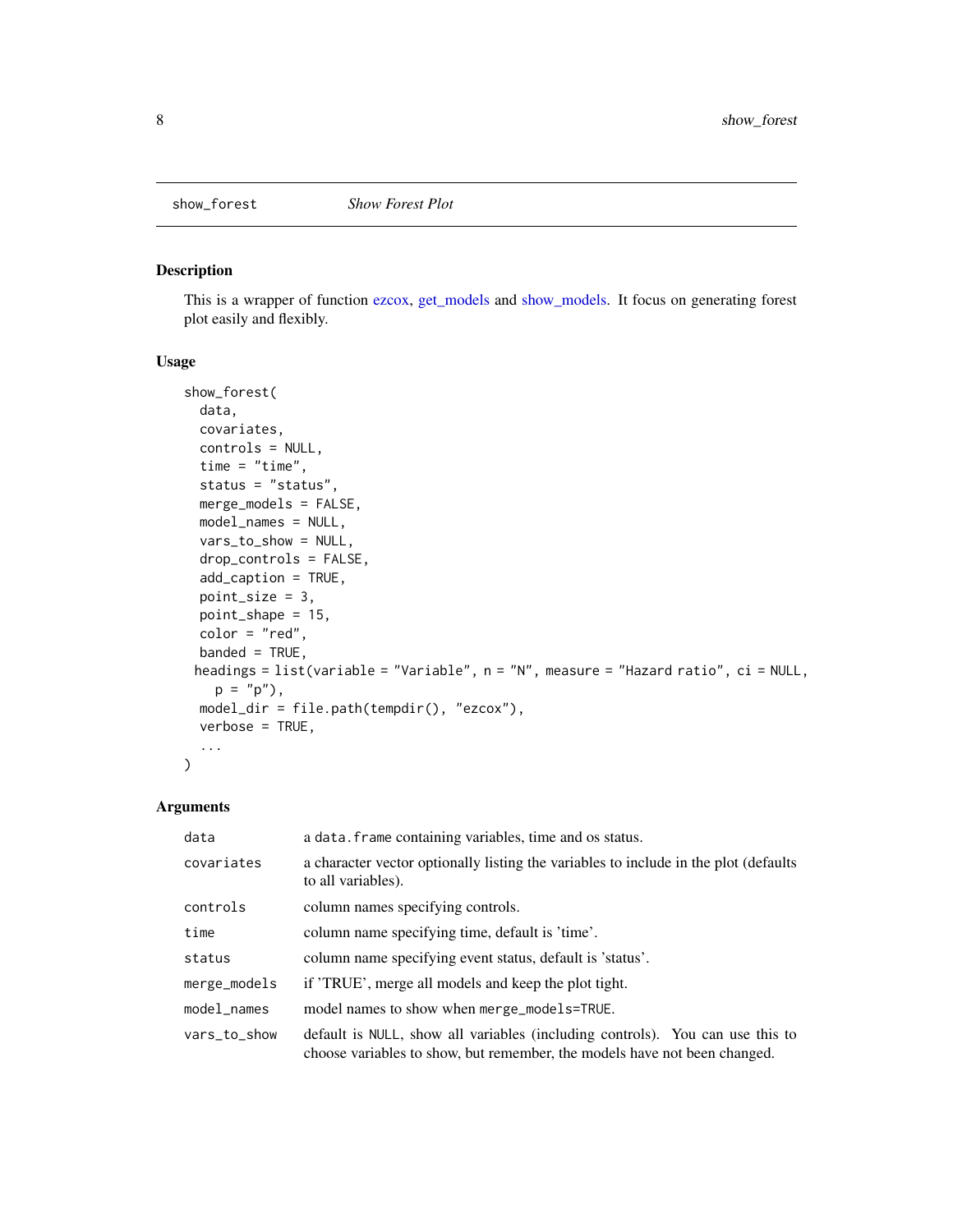## show_forest — *Show Forest Plot*

### Description

This is a wrapper of function ezcox, get_models and show_models. It focus on generating forest plot easily and flexibly.

### Usage

```
show_forest(
  data,
  covariates,
  controls = NULL,
  time = "time",
  status = "status",
  merge_models = FALSE,
  model_names = NULL,
  vars_to_show = NULL,
  drop_controls = FALSE,
  add_caption = TRUE,
  point_size = 3,
  point_shape = 15,
  color = "red",
  banded = TRUE,
  headings = list(variable = "Variable", n = "N", measure = "Hazard ratio", ci = NULL,
    p = "p"),
  model_dir = file.path(tempdir(), "ezcox"),
  verbose = TRUE,
  ...
)
```

### Arguments

| Argument | Description |
|---|---|
| `data` | a `data.frame` containing variables, time and os status. |
| `covariates` | a character vector optionally listing the variables to include in the plot (defaults to all variables). |
| `controls` | column names specifying controls. |
| `time` | column name specifying time, default is 'time'. |
| `status` | column name specifying event status, default is 'status'. |
| `merge_models` | if 'TRUE', merge all models and keep the plot tight. |
| `model_names` | model names to show when `merge_models=TRUE`. |
| `vars_to_show` | default is `NULL`, show all variables (including controls). You can use this to choose variables to show, but remember, the models have not been changed. |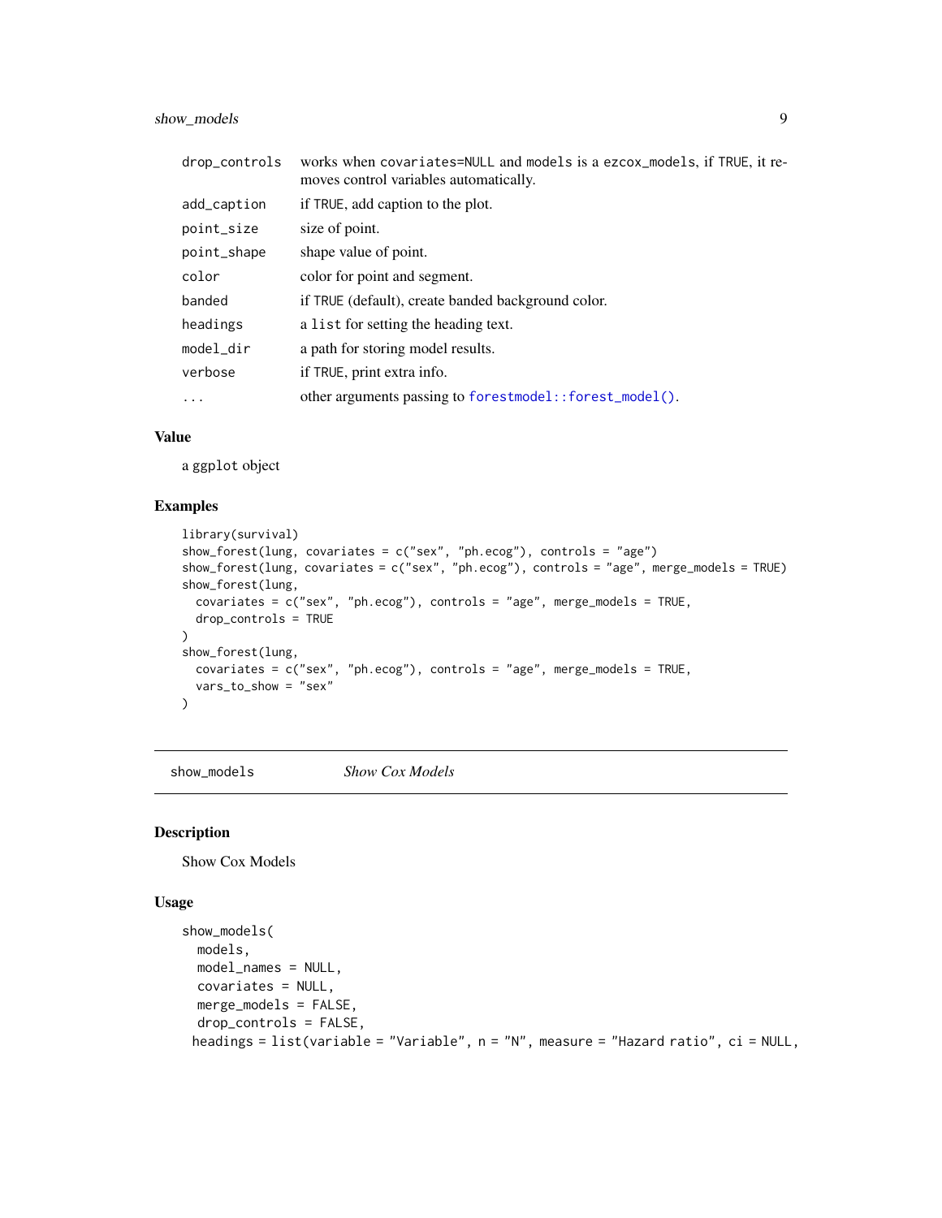| | |
|---|---|
| drop_controls | works when covariates=NULL and models is a ezcox_models, if TRUE, it removes control variables automatically. |
| add_caption | if TRUE, add caption to the plot. |
| point_size | size of point. |
| point_shape | shape value of point. |
| color | color for point and segment. |
| banded | if TRUE (default), create banded background color. |
| headings | a list for setting the heading text. |
| model_dir | a path for storing model results. |
| verbose | if TRUE, print extra info. |
| ... | other arguments passing to forestmodel::forest_model(). |

### Value

a ggplot object

### Examples

```
library(survival)
show_forest(lung, covariates = c("sex", "ph.ecog"), controls = "age")
show_forest(lung, covariates = c("sex", "ph.ecog"), controls = "age", merge_models = TRUE)
show_forest(lung,
  covariates = c("sex", "ph.ecog"), controls = "age", merge_models = TRUE,
  drop_controls = TRUE
)
show_forest(lung,
  covariates = c("sex", "ph.ecog"), controls = "age", merge_models = TRUE,
  vars_to_show = "sex"
)
```

## show_models    *Show Cox Models*

### Description

Show Cox Models

### Usage

```
show_models(
  models,
  model_names = NULL,
  covariates = NULL,
  merge_models = FALSE,
  drop_controls = FALSE,
 headings = list(variable = "Variable", n = "N", measure = "Hazard ratio", ci = NULL,
```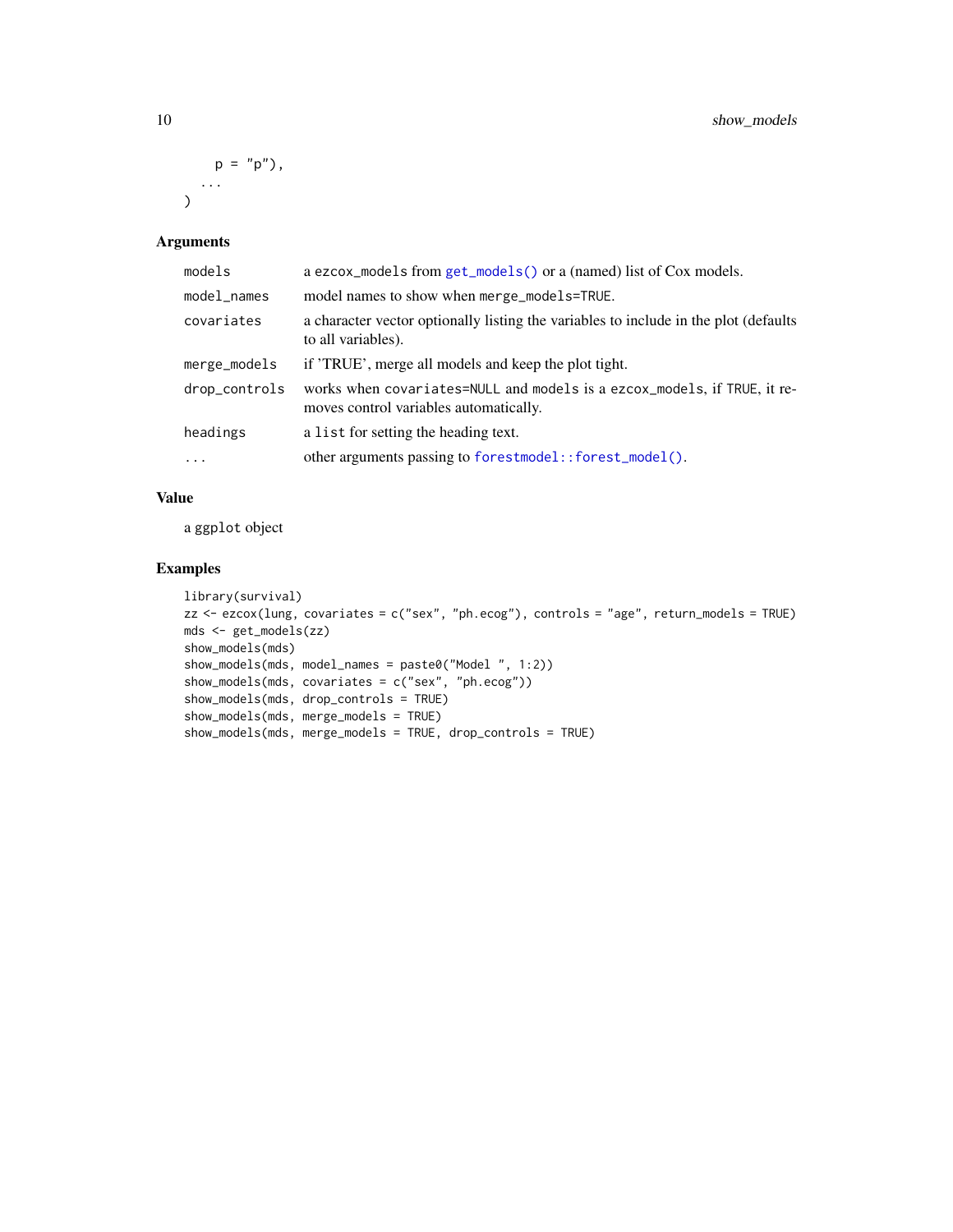```
    p = "p"),
  ...
)
```

## Arguments

| | |
|---|---|
| `models` | a `ezcox_models` from `get_models()` or a (named) list of Cox models. |
| `model_names` | model names to show when `merge_models=TRUE`. |
| `covariates` | a character vector optionally listing the variables to include in the plot (defaults to all variables). |
| `merge_models` | if 'TRUE', merge all models and keep the plot tight. |
| `drop_controls` | works when `covariates=NULL` and `models` is a `ezcox_models`, if `TRUE`, it removes control variables automatically. |
| `headings` | a `list` for setting the heading text. |
| `...` | other arguments passing to `forestmodel::forest_model()`. |

## Value

a `ggplot` object

## Examples

```
library(survival)
zz <- ezcox(lung, covariates = c("sex", "ph.ecog"), controls = "age", return_models = TRUE)
mds <- get_models(zz)
show_models(mds)
show_models(mds, model_names = paste0("Model ", 1:2))
show_models(mds, covariates = c("sex", "ph.ecog"))
show_models(mds, drop_controls = TRUE)
show_models(mds, merge_models = TRUE)
show_models(mds, merge_models = TRUE, drop_controls = TRUE)
```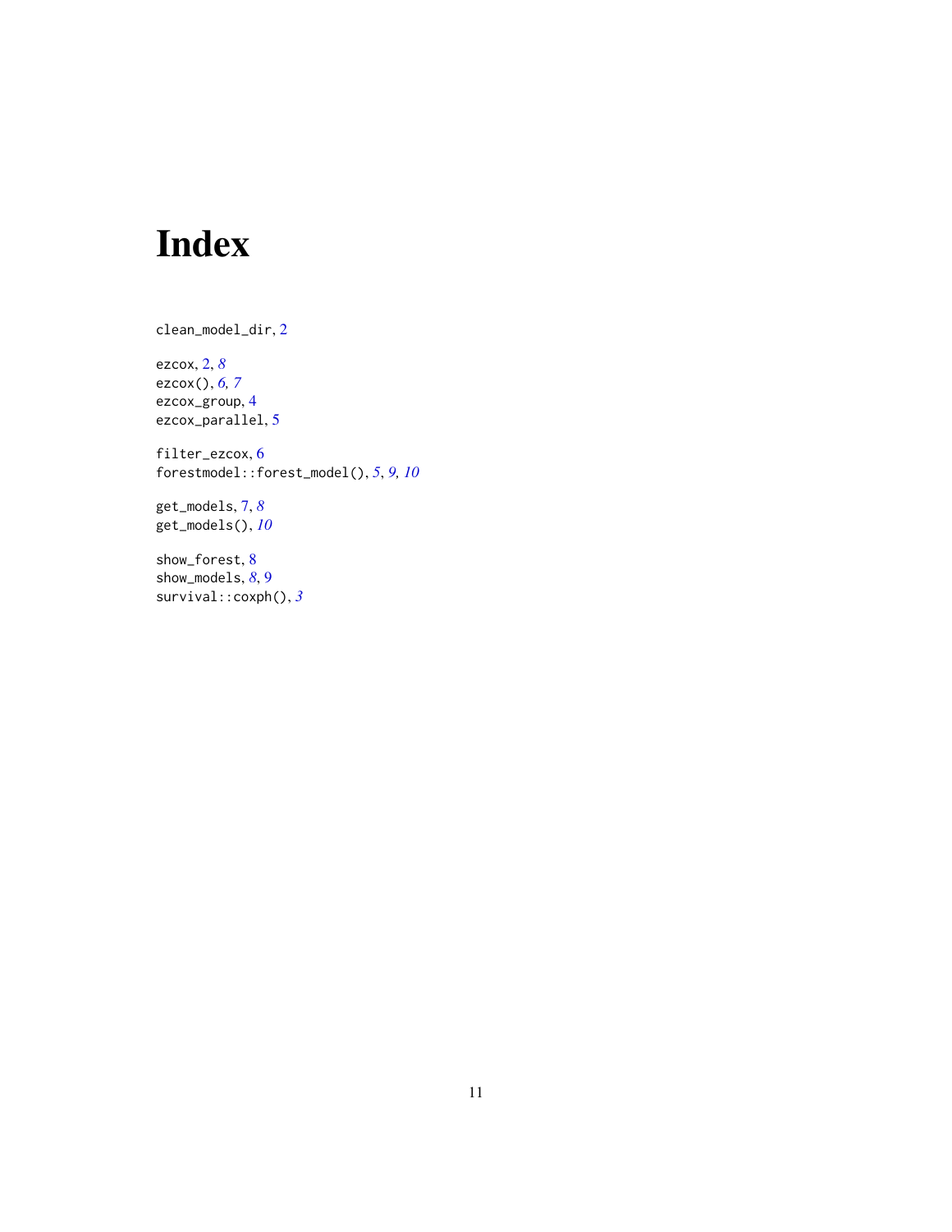# Index

clean_model_dir, 2

ezcox, 2, *8*
ezcox(), *6, 7*
ezcox_group, 4
ezcox_parallel, 5

filter_ezcox, 6
forestmodel::forest_model(), *5*, *9, 10*

get_models, 7, *8*
get_models(), *10*

show_forest, 8
show_models, *8*, 9
survival::coxph(), *3*